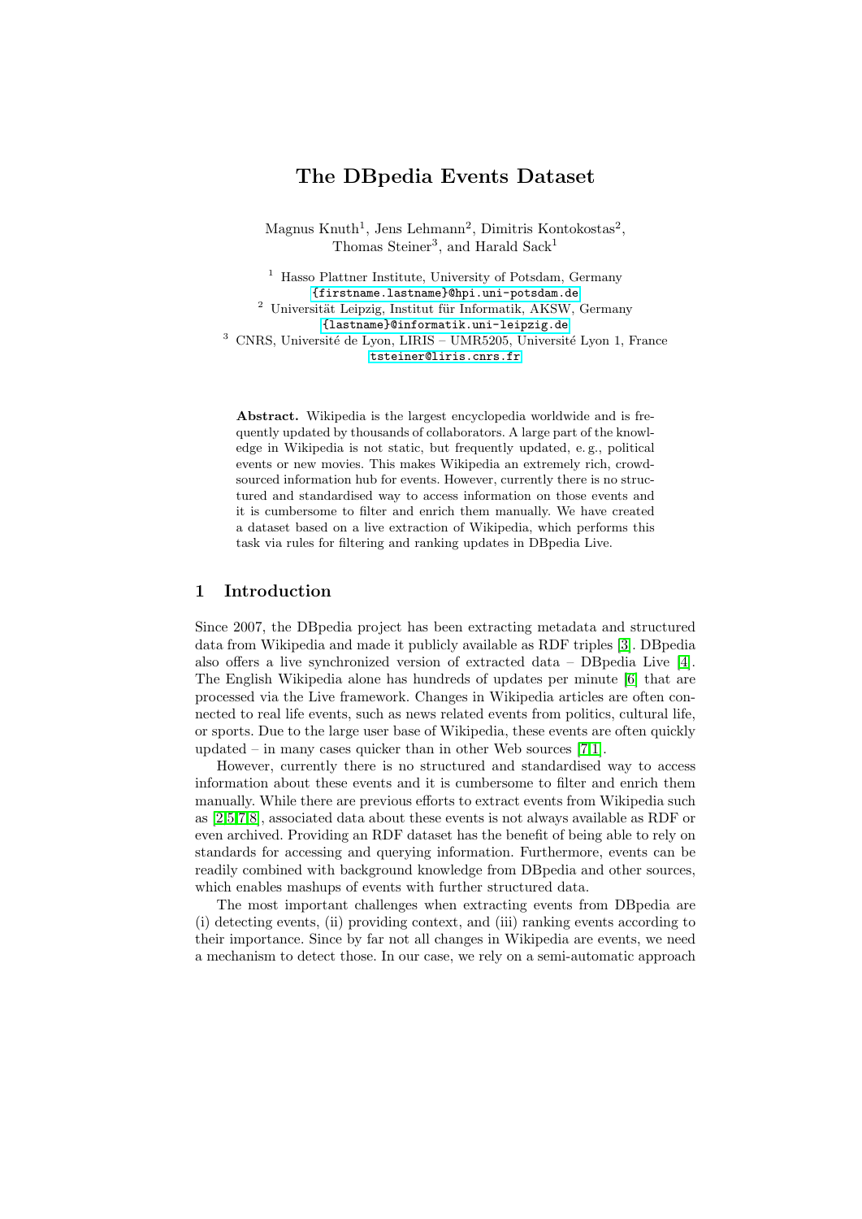# The DBpedia Events Dataset

Magnus Knuth[1], Jens Lehmann[2], Dimitris Kontokostas[2], Thomas Steiner[3], and Harald Sack[1]

[1] Hasso Plattner Institute, University of Potsdam, Germany
{firstname.lastname}@hpi.uni-potsdam.de
[2] Universität Leipzig, Institut für Informatik, AKSW, Germany
{lastname}@informatik.uni-leipzig.de
[3] CNRS, Université de Lyon, LIRIS – UMR5205, Université Lyon 1, France
tsteiner@liris.cnrs.fr

**Abstract.** Wikipedia is the largest encyclopedia worldwide and is frequently updated by thousands of collaborators. A large part of the knowledge in Wikipedia is not static, but frequently updated, e. g., political events or new movies. This makes Wikipedia an extremely rich, crowdsourced information hub for events. However, currently there is no structured and standardised way to access information on those events and it is cumbersome to filter and enrich them manually. We have created a dataset based on a live extraction of Wikipedia, which performs this task via rules for filtering and ranking updates in DBpedia Live.

## 1 Introduction

Since 2007, the DBpedia project has been extracting metadata and structured data from Wikipedia and made it publicly available as RDF triples [3]. DBpedia also offers a live synchronized version of extracted data – DBpedia Live [4]. The English Wikipedia alone has hundreds of updates per minute [6] that are processed via the Live framework. Changes in Wikipedia articles are often connected to real life events, such as news related events from politics, cultural life, or sports. Due to the large user base of Wikipedia, these events are often quickly updated – in many cases quicker than in other Web sources [7,1].

However, currently there is no structured and standardised way to access information about these events and it is cumbersome to filter and enrich them manually. While there are previous efforts to extract events from Wikipedia such as [2,5,7,8], associated data about these events is not always available as RDF or even archived. Providing an RDF dataset has the benefit of being able to rely on standards for accessing and querying information. Furthermore, events can be readily combined with background knowledge from DBpedia and other sources, which enables mashups of events with further structured data.

The most important challenges when extracting events from DBpedia are (i) detecting events, (ii) providing context, and (iii) ranking events according to their importance. Since by far not all changes in Wikipedia are events, we need a mechanism to detect those. In our case, we rely on a semi-automatic approach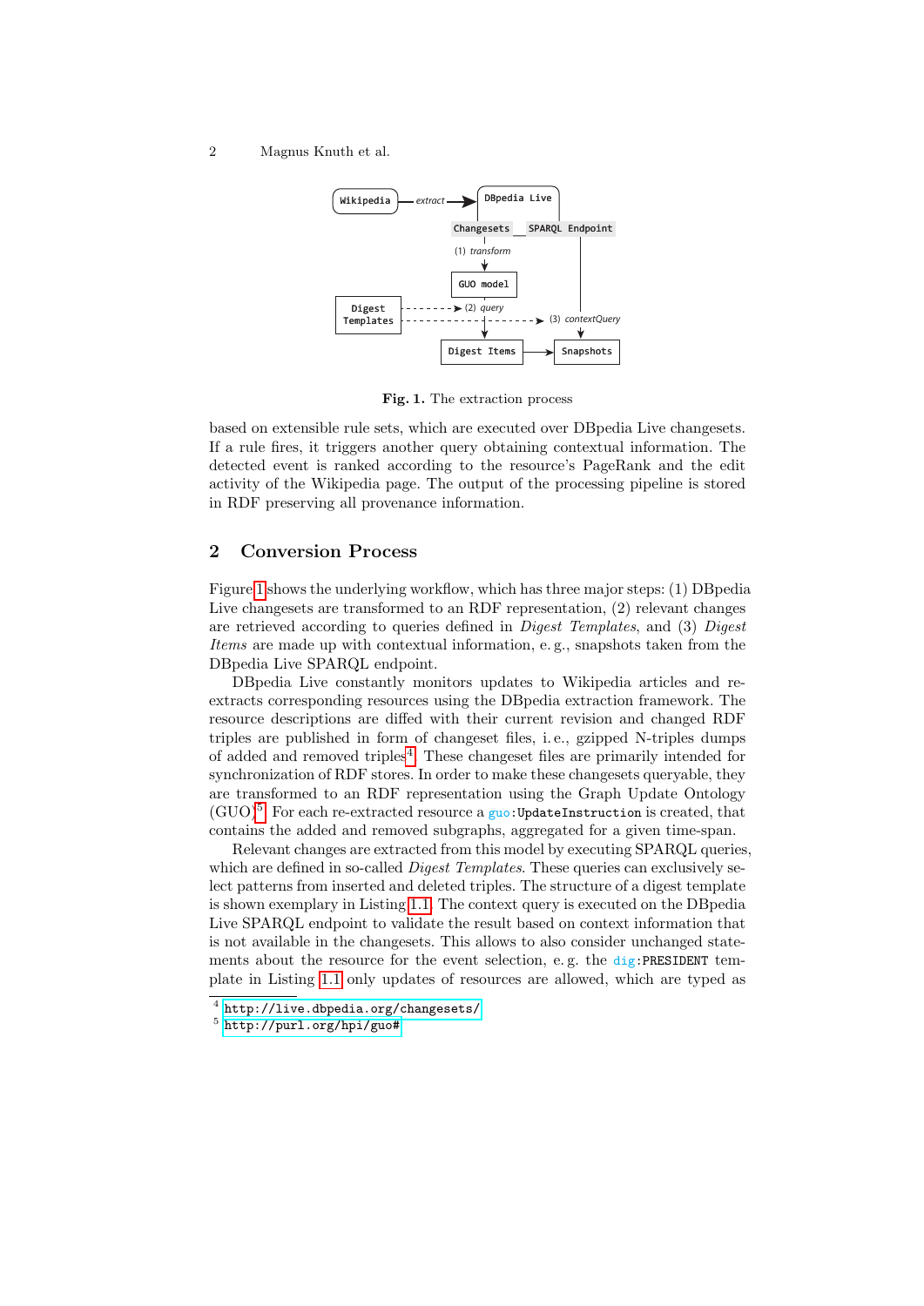Fig. 1. The extraction process

based on extensible rule sets, which are executed over DBpedia Live changesets. If a rule fires, it triggers another query obtaining contextual information. The detected event is ranked according to the resource's PageRank and the edit activity of the Wikipedia page. The output of the processing pipeline is stored in RDF preserving all provenance information.

## 2 Conversion Process

Figure 1 shows the underlying workflow, which has three major steps: (1) DBpedia Live changesets are transformed to an RDF representation, (2) relevant changes are retrieved according to queries defined in *Digest Templates*, and (3) *Digest Items* are made up with contextual information, e. g., snapshots taken from the DBpedia Live SPARQL endpoint.

DBpedia Live constantly monitors updates to Wikipedia articles and re-extracts corresponding resources using the DBpedia extraction framework. The resource descriptions are diffed with their current revision and changed RDF triples are published in form of changeset files, i. e., gzipped N-triples dumps of added and removed triples[4]. These changeset files are primarily intended for synchronization of RDF stores. In order to make these changesets queryable, they are transformed to an RDF representation using the Graph Update Ontology (GUO)[5]. For each re-extracted resource a `guo:UpdateInstruction` is created, that contains the added and removed subgraphs, aggregated for a given time-span.

Relevant changes are extracted from this model by executing SPARQL queries, which are defined in so-called *Digest Templates*. These queries can exclusively select patterns from inserted and deleted triples. The structure of a digest template is shown exemplary in Listing 1.1. The context query is executed on the DBpedia Live SPARQL endpoint to validate the result based on context information that is not available in the changesets. This allows to also consider unchanged statements about the resource for the event selection, e. g. the `dig:PRESIDENT` template in Listing 1.1 only updates of resources are allowed, which are typed as

[4] http://live.dbpedia.org/changesets/

[5] http://purl.org/hpi/guo#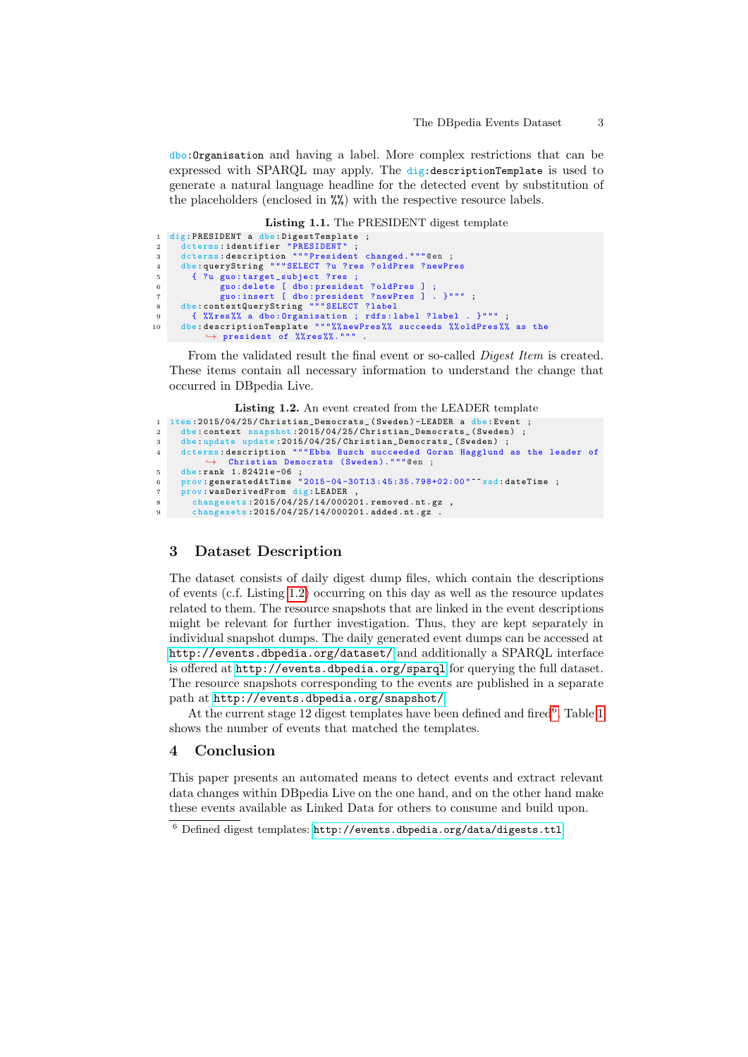dbo:Organisation and having a label. More complex restrictions that can be expressed with SPARQL may apply. The dig:descriptionTemplate is used to generate a natural language headline for the detected event by substitution of the placeholders (enclosed in %%) with the respective resource labels.

**Listing 1.1.** The PRESIDENT digest template

```
dig:PRESIDENT a dbe:DigestTemplate ;
  dcterms:identifier "PRESIDENT" ;
  dcterms:description """President changed."""@en ;
  dbe:queryString """SELECT ?u ?res ?oldPres ?newPres
    { ?u guo:target_subject ?res ;
         guo:delete [ dbo:president ?oldPres ] ;
         guo:insert [ dbo:president ?newPres ] . }""" ;
  dbe:contextQueryString """SELECT ?label
    { %%res%% a dbo:Organisation ; rdfs:label ?label . }""" ;
  dbe:descriptionTemplate """%%newPres%% succeeds %%oldPres%% as the
      president of %%res%%.""" .
```

From the validated result the final event or so-called *Digest Item* is created. These items contain all necessary information to understand the change that occurred in DBpedia Live.

**Listing 1.2.** An event created from the LEADER template

```
item:2015/04/25/Christian_Democrats_(Sweden)-LEADER a dbe:Event ;
  dbe:context snapshot:2015/04/25/Christian_Democrats_(Sweden) ;
  dbe:update update:2015/04/25/Christian_Democrats_(Sweden) ;
  dcterms:description """Ebba Busch succeeded Goran Hagglund as the leader of
      Christian Democrats (Sweden)."""@en ;
  dbe:rank 1.82421e-06 ;
  prov:generatedAtTime "2015-04-30T13:45:35.798+02:00"^^xsd:dateTime ;
  prov:wasDerivedFrom dig:LEADER ,
    changesets:2015/04/25/14/000201.removed.nt.gz ,
    changesets:2015/04/25/14/000201.added.nt.gz .
```

## 3 Dataset Description

The dataset consists of daily digest dump files, which contain the descriptions of events (c.f. Listing 1.2) occurring on this day as well as the resource updates related to them. The resource snapshots that are linked in the event descriptions might be relevant for further investigation. Thus, they are kept separately in individual snapshot dumps. The daily generated event dumps can be accessed at http://events.dbpedia.org/dataset/ and additionally a SPARQL interface is offered at http://events.dbpedia.org/sparql for querying the full dataset. The resource snapshots corresponding to the events are published in a separate path at http://events.dbpedia.org/snapshot/.

At the current stage 12 digest templates have been defined and fired[6]. Table 1 shows the number of events that matched the templates.

## 4 Conclusion

This paper presents an automated means to detect events and extract relevant data changes within DBpedia Live on the one hand, and on the other hand make these events available as Linked Data for others to consume and build upon.

[6] Defined digest templates: http://events.dbpedia.org/data/digests.ttl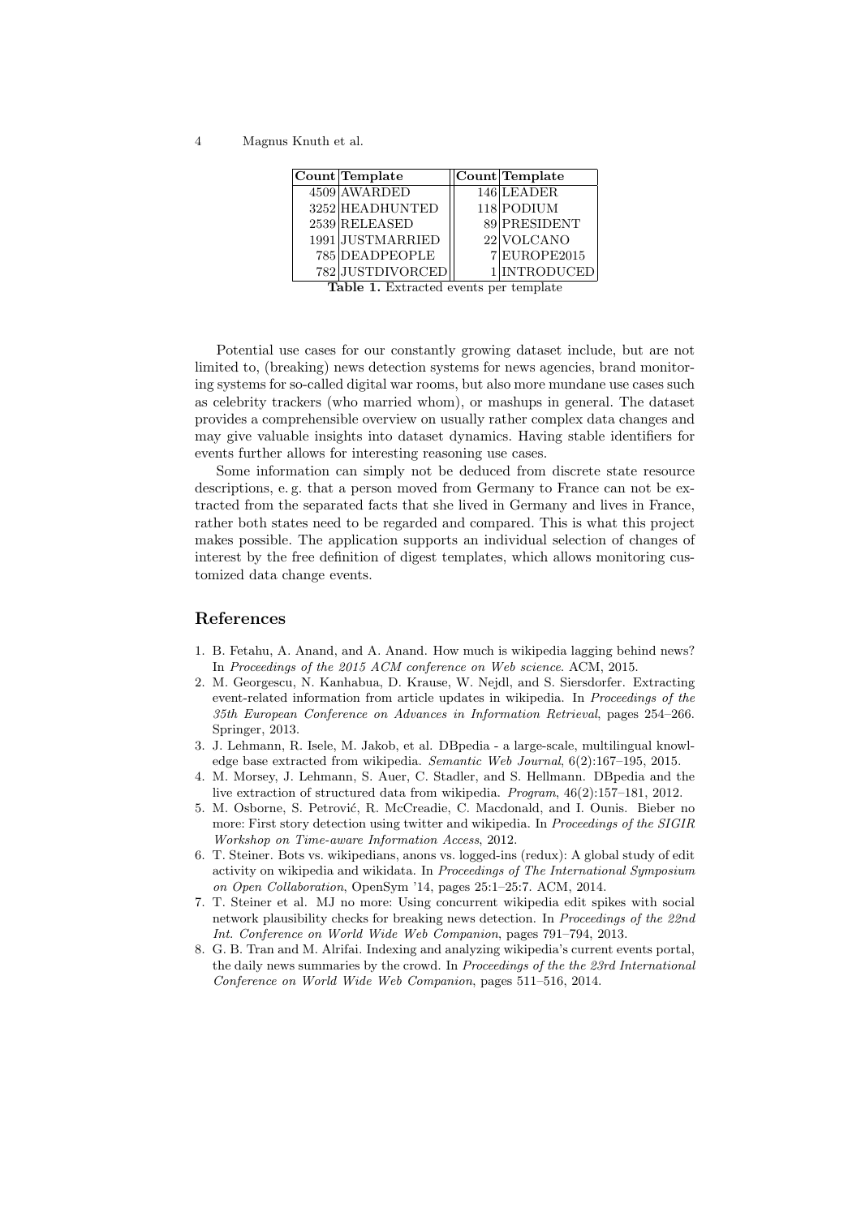| Count | Template | Count | Template |
|---|---|---|---|
| 4509 | AWARDED | 146 | LEADER |
| 3252 | HEADHUNTED | 118 | PODIUM |
| 2539 | RELEASED | 89 | PRESIDENT |
| 1991 | JUSTMARRIED | 22 | VOLCANO |
| 785 | DEADPEOPLE | 7 | EUROPE2015 |
| 782 | JUSTDIVORCED | 1 | INTRODUCED |

**Table 1.** Extracted events per template

Potential use cases for our constantly growing dataset include, but are not limited to, (breaking) news detection systems for news agencies, brand monitoring systems for so-called digital war rooms, but also more mundane use cases such as celebrity trackers (who married whom), or mashups in general. The dataset provides a comprehensible overview on usually rather complex data changes and may give valuable insights into dataset dynamics. Having stable identifiers for events further allows for interesting reasoning use cases.

Some information can simply not be deduced from discrete state resource descriptions, e. g. that a person moved from Germany to France can not be extracted from the separated facts that she lived in Germany and lives in France, rather both states need to be regarded and compared. This is what this project makes possible. The application supports an individual selection of changes of interest by the free definition of digest templates, which allows monitoring customized data change events.

## References

1. B. Fetahu, A. Anand, and A. Anand. How much is wikipedia lagging behind news? In *Proceedings of the 2015 ACM conference on Web science*. ACM, 2015.
2. M. Georgescu, N. Kanhabua, D. Krause, W. Nejdl, and S. Siersdorfer. Extracting event-related information from article updates in wikipedia. In *Proceedings of the 35th European Conference on Advances in Information Retrieval*, pages 254–266. Springer, 2013.
3. J. Lehmann, R. Isele, M. Jakob, et al. DBpedia - a large-scale, multilingual knowledge base extracted from wikipedia. *Semantic Web Journal*, 6(2):167–195, 2015.
4. M. Morsey, J. Lehmann, S. Auer, C. Stadler, and S. Hellmann. DBpedia and the live extraction of structured data from wikipedia. *Program*, 46(2):157–181, 2012.
5. M. Osborne, S. Petrović, R. McCreadie, C. Macdonald, and I. Ounis. Bieber no more: First story detection using twitter and wikipedia. In *Proceedings of the SIGIR Workshop on Time-aware Information Access*, 2012.
6. T. Steiner. Bots vs. wikipedians, anons vs. logged-ins (redux): A global study of edit activity on wikipedia and wikidata. In *Proceedings of The International Symposium on Open Collaboration*, OpenSym '14, pages 25:1–25:7. ACM, 2014.
7. T. Steiner et al. MJ no more: Using concurrent wikipedia edit spikes with social network plausibility checks for breaking news detection. In *Proceedings of the 22nd Int. Conference on World Wide Web Companion*, pages 791–794, 2013.
8. G. B. Tran and M. Alrifai. Indexing and analyzing wikipedia's current events portal, the daily news summaries by the crowd. In *Proceedings of the the 23rd International Conference on World Wide Web Companion*, pages 511–516, 2014.